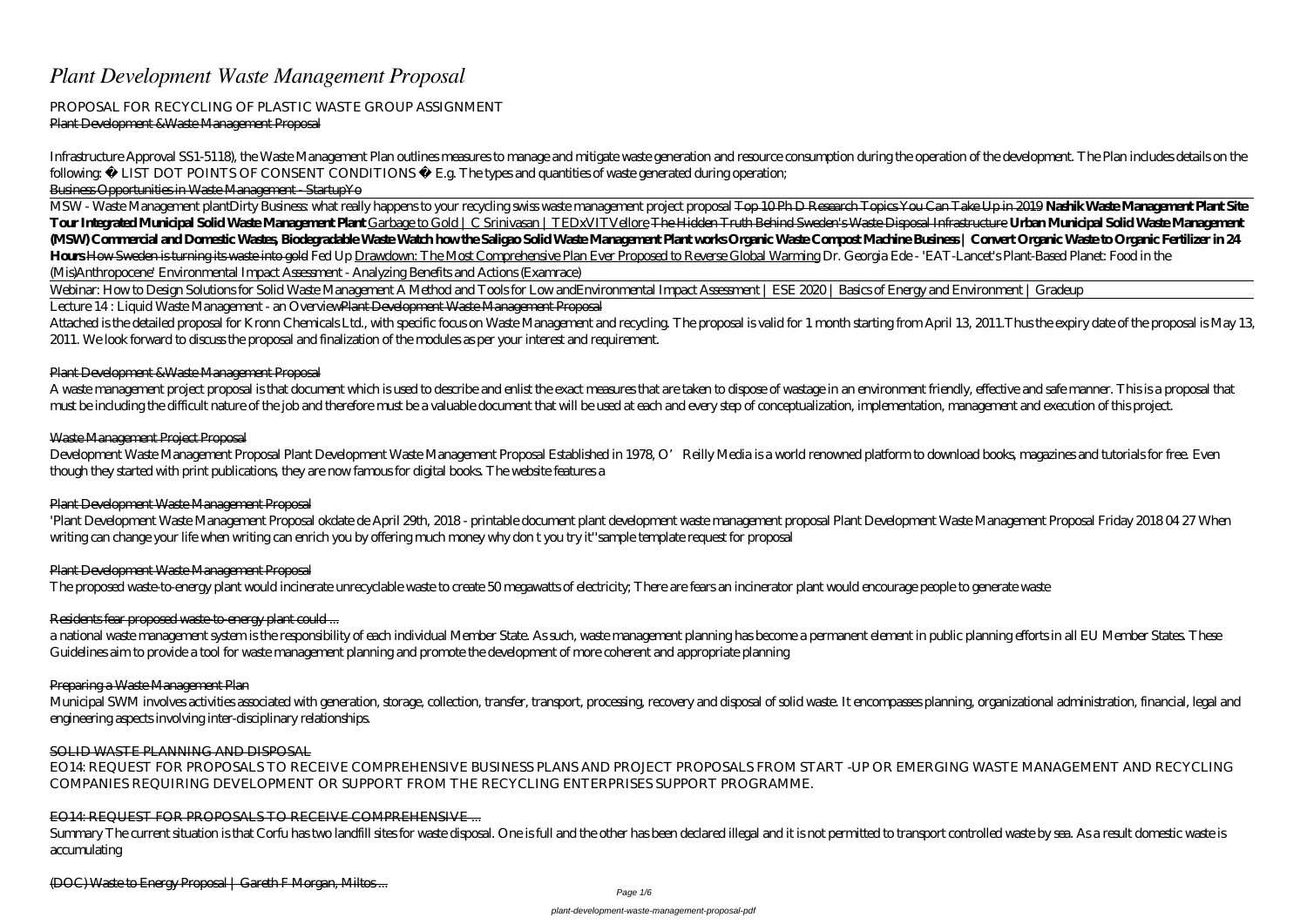# *Plant Development Waste Management Proposal*

PROPOSAL FOR RECYCLING OF PLASTIC WASTE GROUP ASSIGNMENT
Plant Development &Waste Management Proposal

Infrastructure Approval SS1-5118), the Waste Management Plan outlines measures to manage and mitigate waste generation and resource consumption during the operation of the development. The Plan includes details on the following: • LIST DOT POINTS OF CONSENT CONDITIONS • E.g. The types and quantities of waste generated during operation;
Business Opportunities in Waste Management - StartupYo

MSW - Waste Management plant*Dirty Business: what really happens to your recycling* swiss waste management project proposal Top 10 Ph D Research Topics You Can Take Up in 2019 **Nashik Waste Management Plant Site Tour Integrated Municipal Solid Waste Management Plant** Garbage to Gold | C Srinivasan | TEDxVITVellore The Hidden Truth Behind Sweden's Waste Disposal Infrastructure **Urban Municipal Solid Waste Management (MSW) Commercial and Domestic Wastes, Biodegradable Waste Watch how the Saligao Solid Waste Management Plant works Organic Waste Compost Machine Business | Convert Organic Waste to Organic Fertilizer in 24 Hours** How Sweden is turning its waste into gold *Fed Up* Drawdown: The Most Comprehensive Plan Ever Proposed to Reverse Global Warming *Dr. Georgia Ede - 'EAT-Lancet's Plant-Based Planet: Food in the (Mis)Anthropocene'* *Environmental Impact Assessment - Analyzing Benefits and Actions (Examrace)*

Webinar: How to Design Solutions for Solid Waste Management A Method and Tools for Low and*Environmental Impact Assessment | ESE 2020 | Basics of Energy and Environment | Gradeup*

Lecture 14 : Liquid Waste Management - an OverviewPlant Development Waste Management Proposal

Attached is the detailed proposal for Kronn Chemicals Ltd., with specific focus on Waste Management and recycling. The proposal is valid for 1 month starting from April 13, 2011.Thus the expiry date of the proposal is May 13, 2011. We look forward to discuss the proposal and finalization of the modules as per your interest and requirement.

## Plant Development &Waste Management Proposal

A waste management project proposal is that document which is used to describe and enlist the exact measures that are taken to dispose of wastage in an environment friendly, effective and safe manner. This is a proposal that must be including the difficult nature of the job and therefore must be a valuable document that will be used at each and every step of conceptualization, implementation, management and execution of this project.

## Waste Management Project Proposal

Development Waste Management Proposal Plant Development Waste Management Proposal Established in 1978, O'Reilly Media is a world renowned platform to download books, magazines and tutorials for free. Even though they started with print publications, they are now famous for digital books. The website features a

## Plant Development Waste Management Proposal

'Plant Development Waste Management Proposal okdate de April 29th, 2018 - printable document plant development waste management proposal Plant Development Waste Management Proposal Friday 2018 04 27 When writing can change your life when writing can enrich you by offering much money why don t you try it''sample template request for proposal

## Plant Development Waste Management Proposal

The proposed waste-to-energy plant would incinerate unrecyclable waste to create 50 megawatts of electricity; There are fears an incinerator plant would encourage people to generate waste

## Residents fear proposed waste-to-energy plant could ...

a national waste management system is the responsibility of each individual Member State. As such, waste management planning has become a permanent element in public planning efforts in all EU Member States. These Guidelines aim to provide a tool for waste management planning and promote the development of more coherent and appropriate planning

## Preparing a Waste Management Plan

Municipal SWM involves activities associated with generation, storage, collection, transfer, transport, processing, recovery and disposal of solid waste. It encompasses planning, organizational administration, financial, legal and engineering aspects involving inter-disciplinary relationships.

## SOLID WASTE PLANNING AND DISPOSAL

EO14: REQUEST FOR PROPOSALS TO RECEIVE COMPREHENSIVE BUSINESS PLANS AND PROJECT PROPOSALS FROM START -UP OR EMERGING WASTE MANAGEMENT AND RECYCLING COMPANIES REQUIRING DEVELOPMENT OR SUPPORT FROM THE RECYCLING ENTERPRISES SUPPORT PROGRAMME.

## EO14: REQUEST FOR PROPOSALS TO RECEIVE COMPREHENSIVE ...

Summary The current situation is that Corfu has two landfill sites for waste disposal. One is full and the other has been declared illegal and it is not permitted to transport controlled waste by sea. As a result domestic waste is accumulating

## (DOC) Waste to Energy Proposal | Gareth F Morgan, Miltos ...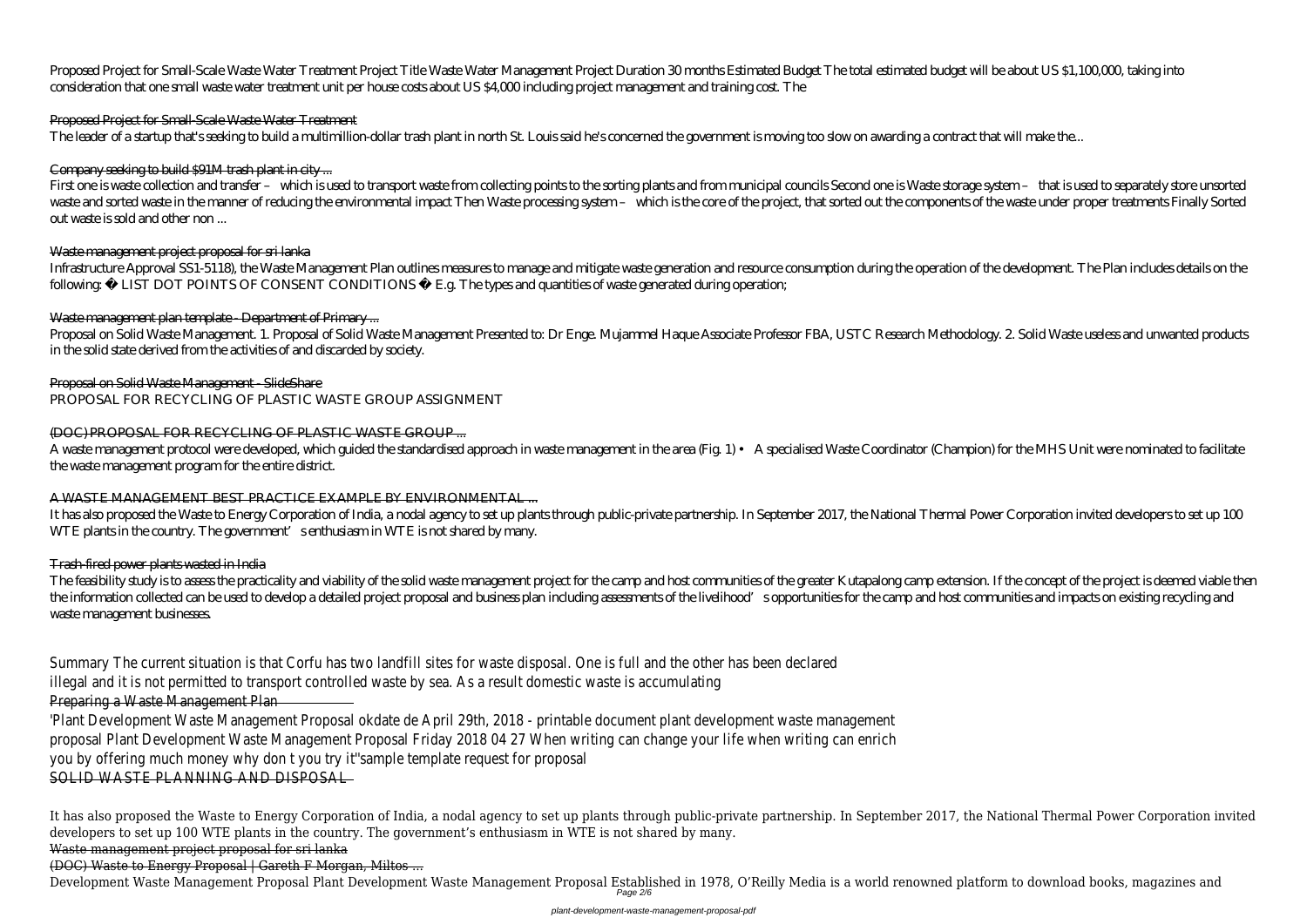Proposed Project for Small-Scale Waste Water Treatment Project Title Waste Water Management Project Duration 30 months Estimated Budget The total estimated budget will be about US $1,100,000, taking into consideration that one small waste water treatment unit per house costs about US $4,000 including project management and training cost. The

## Proposed Project for Small-Scale Waste Water Treatment

The leader of a startup that's seeking to build a multimillion-dollar trash plant in north St. Louis said he's concerned the government is moving too slow on awarding a contract that will make the...

## Company seeking to build $91M trash plant in city ...

First one is waste collection and transfer – which is used to transport waste from collecting points to the sorting plants and from municipal councils Second one is Waste storage system – that is used to separately store unsorted waste and sorted waste in the manner of reducing the environmental impact Then Waste processing system – which is the core of the project, that sorted out the components of the waste under proper treatments Finally Sorted out waste is sold and other non ...

## Waste management project proposal for sri lanka

Infrastructure Approval SS1-5118), the Waste Management Plan outlines measures to manage and mitigate waste generation and resource consumption during the operation of the development. The Plan includes details on the following: � LIST DOT POINTS OF CONSENT CONDITIONS � E.g. The types and quantities of waste generated during operation;

## Waste management plan template - Department of Primary ...

Proposal on Solid Waste Management. 1. Proposal of Solid Waste Management Presented to: Dr Enge. Mujammel Haque Associate Professor FBA, USTC Research Methodology. 2. Solid Waste useless and unwanted products in the solid state derived from the activities of and discarded by society.

## Proposal on Solid Waste Management - SlideShare

PROPOSAL FOR RECYCLING OF PLASTIC WASTE GROUP ASSIGNMENT

## (DOC) PROPOSAL FOR RECYCLING OF PLASTIC WASTE GROUP ...

A waste management protocol were developed, which guided the standardised approach in waste management in the area (Fig. 1) • A specialised Waste Coordinator (Champion) for the MHS Unit were nominated to facilitate the waste management program for the entire district.

## A WASTE MANAGEMENT BEST PRACTICE EXAMPLE BY ENVIRONMENTAL ...

It has also proposed the Waste to Energy Corporation of India, a nodal agency to set up plants through public-private partnership. In September 2017, the National Thermal Power Corporation invited developers to set up 100 WTE plants in the country. The government's enthusiasm in WTE is not shared by many.

## Trash-fired power plants wasted in India

The feasibility study is to assess the practicality and viability of the solid waste management project for the camp and host communities of the greater Kutapalong camp extension. If the concept of the project is deemed viable then the information collected can be used to develop a detailed project proposal and business plan including assessments of the livelihood's opportunities for the camp and host communities and impacts on existing recycling and waste management businesses.

Summary The current situation is that Corfu has two landfill sites for waste disposal. One is full and the other has been declared illegal and it is not permitted to transport controlled waste by sea. As a result domestic waste is accumulating

## Preparing a Waste Management Plan

'Plant Development Waste Management Proposal okdate de April 29th, 2018 - printable document plant development waste management proposal Plant Development Waste Management Proposal Friday 2018 04 27 When writing can change your life when writing can enrich you by offering much money why don t you try it''sample template request for proposal

## SOLID WASTE PLANNING AND DISPOSAL

It has also proposed the Waste to Energy Corporation of India, a nodal agency to set up plants through public-private partnership. In September 2017, the National Thermal Power Corporation invited developers to set up 100 WTE plants in the country. The government's enthusiasm in WTE is not shared by many.

## Waste management project proposal for sri lanka

## (DOC) Waste to Energy Proposal | Gareth F Morgan, Miltos ...

Development Waste Management Proposal Plant Development Waste Management Proposal Established in 1978, O'Reilly Media is a world renowned platform to download books, magazines and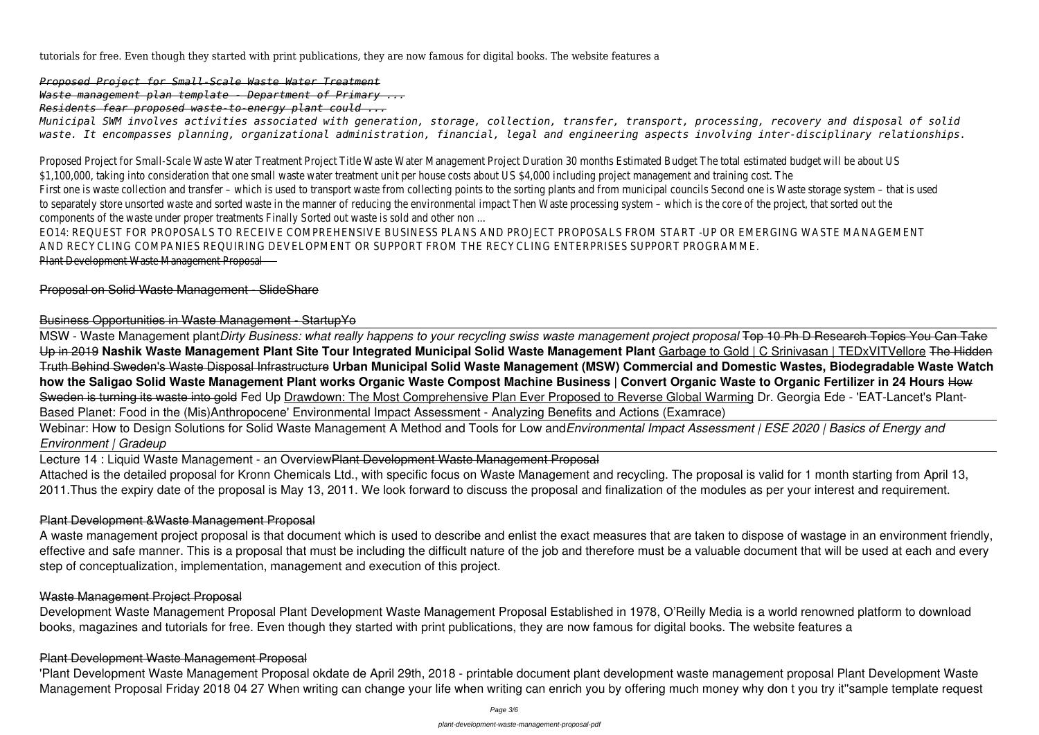tutorials for free. Even though they started with print publications, they are now famous for digital books. The website features a

*Proposed Project for Small-Scale Waste Water Treatment*
*Waste management plan template - Department of Primary ...*
*Residents fear proposed waste-to-energy plant could ...*
*Municipal SWM involves activities associated with generation, storage, collection, transfer, transport, processing, recovery and disposal of solid waste. It encompasses planning, organizational administration, financial, legal and engineering aspects involving inter-disciplinary relationships.*

Proposed Project for Small-Scale Waste Water Treatment Project Title Waste Water Management Project Duration 30 months Estimated Budget The total estimated budget will be about US $1,100,000, taking into consideration that one small waste water treatment unit per house costs about US $4,000 including project management and training cost. The
First one is waste collection and transfer – which is used to transport waste from collecting points to the sorting plants and from municipal councils Second one is Waste storage system – that is used to separately store unsorted waste and sorted waste in the manner of reducing the environmental impact Then Waste processing system – which is the core of the project, that sorted out the components of the waste under proper treatments Finally Sorted out waste is sold and other non ...
EO14: REQUEST FOR PROPOSALS TO RECEIVE COMPREHENSIVE BUSINESS PLANS AND PROJECT PROPOSALS FROM START -UP OR EMERGING WASTE MANAGEMENT AND RECYCLING COMPANIES REQUIRING DEVELOPMENT OR SUPPORT FROM THE RECYCLING ENTERPRISES SUPPORT PROGRAMME.
Plant Development Waste Management Proposal

Proposal on Solid Waste Management - SlideShare

Business Opportunities in Waste Management - StartupYo

MSW - Waste Management plant *Dirty Business: what really happens to your recycling swiss waste management project proposal* Top 10 Ph D Research Topics You Can Take Up in 2019 **Nashik Waste Management Plant Site Tour Integrated Municipal Solid Waste Management Plant** Garbage to Gold | C Srinivasan | TEDxVITVellore The Hidden Truth Behind Sweden's Waste Disposal Infrastructure **Urban Municipal Solid Waste Management (MSW) Commercial and Domestic Wastes, Biodegradable Waste Watch how the Saligao Solid Waste Management Plant works Organic Waste Compost Machine Business | Convert Organic Waste to Organic Fertilizer in 24 Hours** How Sweden is turning its waste into gold Fed Up Drawdown: The Most Comprehensive Plan Ever Proposed to Reverse Global Warming Dr. Georgia Ede - 'EAT-Lancet's Plant-Based Planet: Food in the (Mis)Anthropocene' Environmental Impact Assessment - Analyzing Benefits and Actions (Examrace)

Webinar: How to Design Solutions for Solid Waste Management A Method and Tools for Low and *Environmental Impact Assessment | ESE 2020 | Basics of Energy and Environment | Gradeup*

Lecture 14 : Liquid Waste Management - an Overview Plant Development Waste Management Proposal
Attached is the detailed proposal for Kronn Chemicals Ltd., with specific focus on Waste Management and recycling. The proposal is valid for 1 month starting from April 13, 2011.Thus the expiry date of the proposal is May 13, 2011. We look forward to discuss the proposal and finalization of the modules as per your interest and requirement.

Plant Development &Waste Management Proposal

A waste management project proposal is that document which is used to describe and enlist the exact measures that are taken to dispose of wastage in an environment friendly, effective and safe manner. This is a proposal that must be including the difficult nature of the job and therefore must be a valuable document that will be used at each and every step of conceptualization, implementation, management and execution of this project.

Waste Management Project Proposal

Development Waste Management Proposal Plant Development Waste Management Proposal Established in 1978, O'Reilly Media is a world renowned platform to download books, magazines and tutorials for free. Even though they started with print publications, they are now famous for digital books. The website features a

Plant Development Waste Management Proposal

'Plant Development Waste Management Proposal okdate de April 29th, 2018 - printable document plant development waste management proposal Plant Development Waste Management Proposal Friday 2018 04 27 When writing can change your life when writing can enrich you by offering much money why don t you try it''sample template request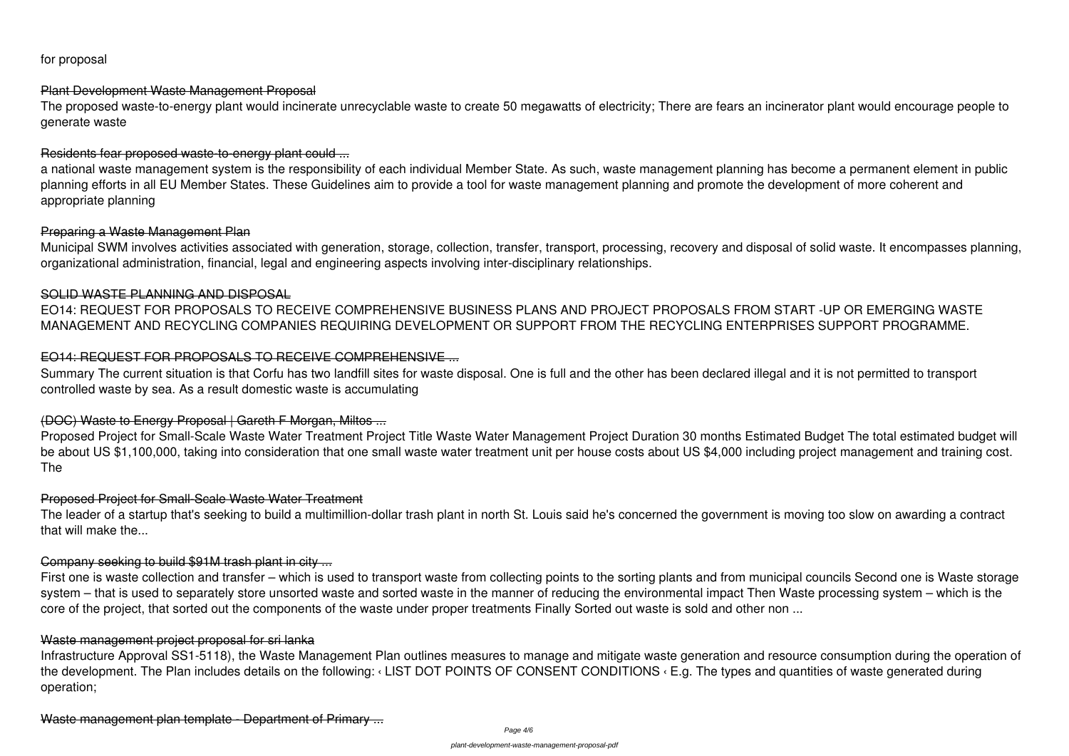for proposal

Plant Development Waste Management Proposal

The proposed waste-to-energy plant would incinerate unrecyclable waste to create 50 megawatts of electricity; There are fears an incinerator plant would encourage people to generate waste

Residents fear proposed waste-to-energy plant could ...

a national waste management system is the responsibility of each individual Member State. As such, waste management planning has become a permanent element in public planning efforts in all EU Member States. These Guidelines aim to provide a tool for waste management planning and promote the development of more coherent and appropriate planning

Preparing a Waste Management Plan

Municipal SWM involves activities associated with generation, storage, collection, transfer, transport, processing, recovery and disposal of solid waste. It encompasses planning, organizational administration, financial, legal and engineering aspects involving inter-disciplinary relationships.

SOLID WASTE PLANNING AND DISPOSAL

EO14: REQUEST FOR PROPOSALS TO RECEIVE COMPREHENSIVE BUSINESS PLANS AND PROJECT PROPOSALS FROM START -UP OR EMERGING WASTE MANAGEMENT AND RECYCLING COMPANIES REQUIRING DEVELOPMENT OR SUPPORT FROM THE RECYCLING ENTERPRISES SUPPORT PROGRAMME.

EO14: REQUEST FOR PROPOSALS TO RECEIVE COMPREHENSIVE ...

Summary The current situation is that Corfu has two landfill sites for waste disposal. One is full and the other has been declared illegal and it is not permitted to transport controlled waste by sea. As a result domestic waste is accumulating

(DOC) Waste to Energy Proposal | Gareth F Morgan, Miltos ...

Proposed Project for Small-Scale Waste Water Treatment Project Title Waste Water Management Project Duration 30 months Estimated Budget The total estimated budget will be about US $1,100,000, taking into consideration that one small waste water treatment unit per house costs about US $4,000 including project management and training cost. The

Proposed Project for Small-Scale Waste Water Treatment

The leader of a startup that's seeking to build a multimillion-dollar trash plant in north St. Louis said he's concerned the government is moving too slow on awarding a contract that will make the...

Company seeking to build $91M trash plant in city ...

First one is waste collection and transfer – which is used to transport waste from collecting points to the sorting plants and from municipal councils Second one is Waste storage system – that is used to separately store unsorted waste and sorted waste in the manner of reducing the environmental impact Then Waste processing system – which is the core of the project, that sorted out the components of the waste under proper treatments Finally Sorted out waste is sold and other non ...

Waste management project proposal for sri lanka

Infrastructure Approval SS1-5118), the Waste Management Plan outlines measures to manage and mitigate waste generation and resource consumption during the operation of the development. The Plan includes details on the following: ‹ LIST DOT POINTS OF CONSENT CONDITIONS ‹ E.g. The types and quantities of waste generated during operation;

Waste management plan template - Department of Primary ...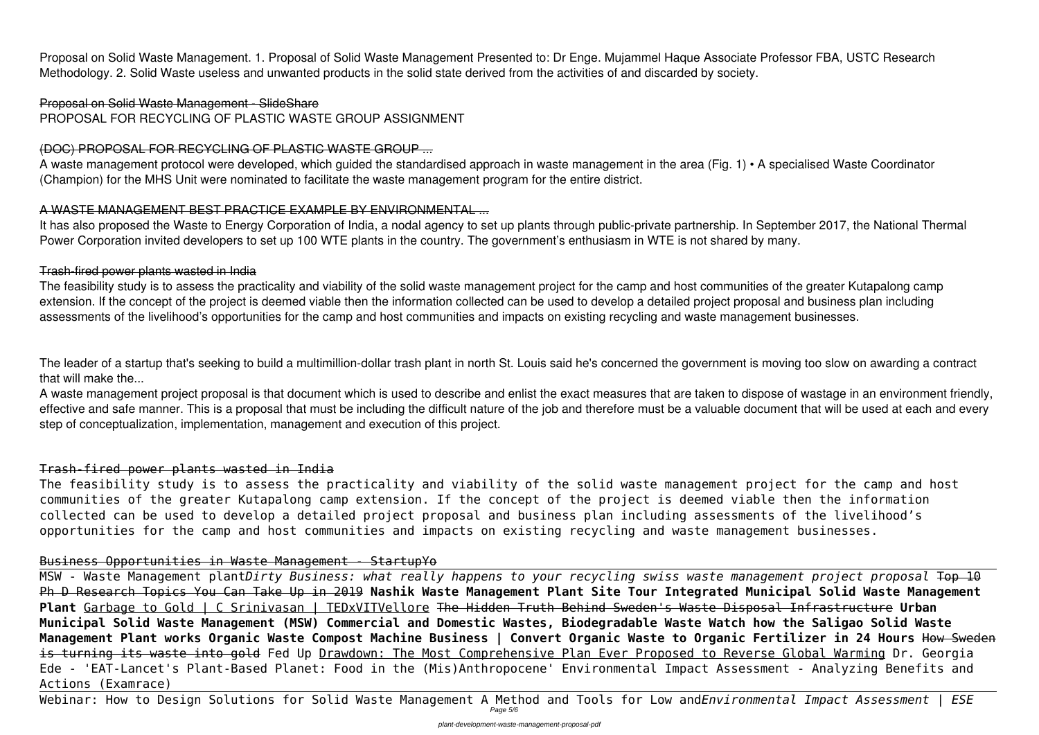Proposal on Solid Waste Management. 1. Proposal of Solid Waste Management Presented to: Dr Enge. Mujammel Haque Associate Professor FBA, USTC Research Methodology. 2. Solid Waste useless and unwanted products in the solid state derived from the activities of and discarded by society.

~~Proposal on Solid Waste Management - SlideShare~~

PROPOSAL FOR RECYCLING OF PLASTIC WASTE GROUP ASSIGNMENT

~~(DOC) PROPOSAL FOR RECYCLING OF PLASTIC WASTE GROUP ...~~

A waste management protocol were developed, which guided the standardised approach in waste management in the area (Fig. 1) • A specialised Waste Coordinator (Champion) for the MHS Unit were nominated to facilitate the waste management program for the entire district.

~~A WASTE MANAGEMENT BEST PRACTICE EXAMPLE BY ENVIRONMENTAL ...~~

It has also proposed the Waste to Energy Corporation of India, a nodal agency to set up plants through public-private partnership. In September 2017, the National Thermal Power Corporation invited developers to set up 100 WTE plants in the country. The government's enthusiasm in WTE is not shared by many.

~~Trash-fired power plants wasted in India~~

The feasibility study is to assess the practicality and viability of the solid waste management project for the camp and host communities of the greater Kutapalong camp extension. If the concept of the project is deemed viable then the information collected can be used to develop a detailed project proposal and business plan including assessments of the livelihood's opportunities for the camp and host communities and impacts on existing recycling and waste management businesses.

The leader of a startup that's seeking to build a multimillion-dollar trash plant in north St. Louis said he's concerned the government is moving too slow on awarding a contract that will make the...

A waste management project proposal is that document which is used to describe and enlist the exact measures that are taken to dispose of wastage in an environment friendly, effective and safe manner. This is a proposal that must be including the difficult nature of the job and therefore must be a valuable document that will be used at each and every step of conceptualization, implementation, management and execution of this project.

~~Trash-fired power plants wasted in India~~

The feasibility study is to assess the practicality and viability of the solid waste management project for the camp and host communities of the greater Kutapalong camp extension. If the concept of the project is deemed viable then the information collected can be used to develop a detailed project proposal and business plan including assessments of the livelihood's opportunities for the camp and host communities and impacts on existing recycling and waste management businesses.

~~Business Opportunities in Waste Management - StartupYo~~

MSW - Waste Management plant*Dirty Business: what really happens to your recycling swiss waste management project proposal* ~~Top 10 Ph D Research Topics You Can Take Up in 2019~~ **Nashik Waste Management Plant Site Tour Integrated Municipal Solid Waste Management Plant** Garbage to Gold | C Srinivasan | TEDxVITVellore ~~The Hidden Truth Behind Sweden's Waste Disposal Infrastructure~~ **Urban Municipal Solid Waste Management (MSW) Commercial and Domestic Wastes, Biodegradable Waste Watch how the Saligao Solid Waste Management Plant works Organic Waste Compost Machine Business | Convert Organic Waste to Organic Fertilizer in 24 Hours** ~~How Sweden is turning its waste into gold~~ Fed Up Drawdown: The Most Comprehensive Plan Ever Proposed to Reverse Global Warming Dr. Georgia Ede - 'EAT-Lancet's Plant-Based Planet: Food in the (Mis)Anthropocene' Environmental Impact Assessment - Analyzing Benefits and Actions (Examrace)

Webinar: How to Design Solutions for Solid Waste Management A Method and Tools for Low and*Environmental Impact Assessment | ESE*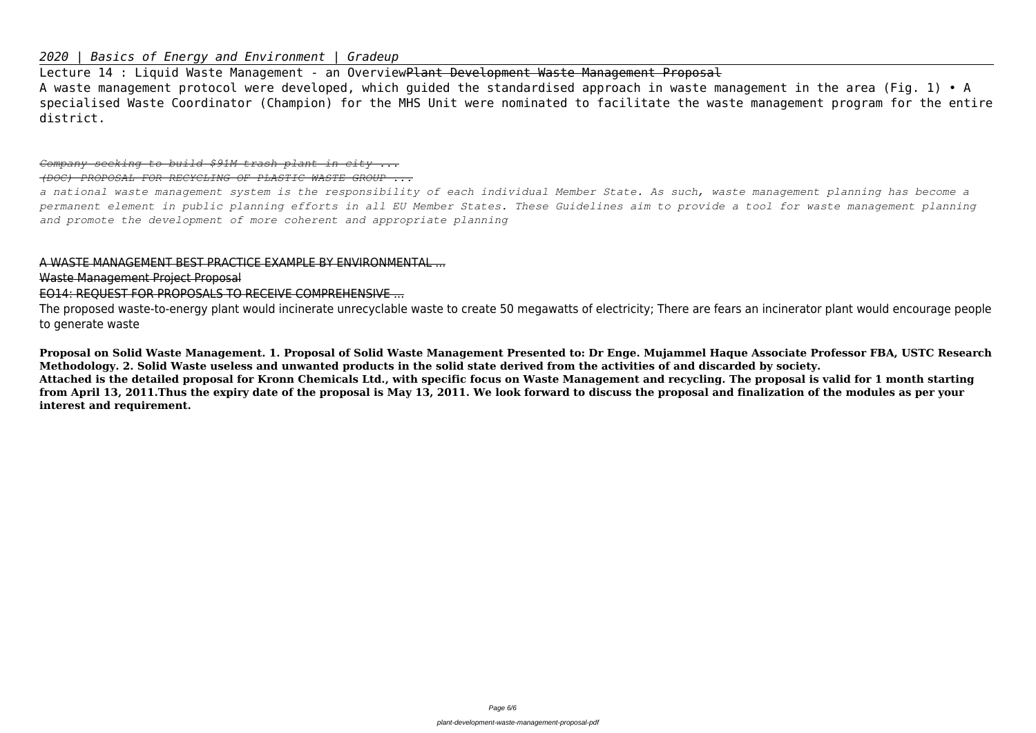*2020 | Basics of Energy and Environment | Gradeup*

Lecture 14 : Liquid Waste Management - an OverviewPlant Development Waste Management Proposal

A waste management protocol were developed, which guided the standardised approach in waste management in the area (Fig. 1) • A specialised Waste Coordinator (Champion) for the MHS Unit were nominated to facilitate the waste management program for the entire district.

*Company seeking to build $91M trash plant in city ...*

*(DOC) PROPOSAL FOR RECYCLING OF PLASTIC WASTE GROUP ...*

*a national waste management system is the responsibility of each individual Member State. As such, waste management planning has become a permanent element in public planning efforts in all EU Member States. These Guidelines aim to provide a tool for waste management planning and promote the development of more coherent and appropriate planning*

A WASTE MANAGEMENT BEST PRACTICE EXAMPLE BY ENVIRONMENTAL ...

Waste Management Project Proposal

EO14: REQUEST FOR PROPOSALS TO RECEIVE COMPREHENSIVE ...

The proposed waste-to-energy plant would incinerate unrecyclable waste to create 50 megawatts of electricity; There are fears an incinerator plant would encourage people to generate waste

**Proposal on Solid Waste Management. 1. Proposal of Solid Waste Management Presented to: Dr Enge. Mujammel Haque Associate Professor FBA, USTC Research Methodology. 2. Solid Waste useless and unwanted products in the solid state derived from the activities of and discarded by society.**

**Attached is the detailed proposal for Kronn Chemicals Ltd., with specific focus on Waste Management and recycling. The proposal is valid for 1 month starting from April 13, 2011.Thus the expiry date of the proposal is May 13, 2011. We look forward to discuss the proposal and finalization of the modules as per your interest and requirement.**